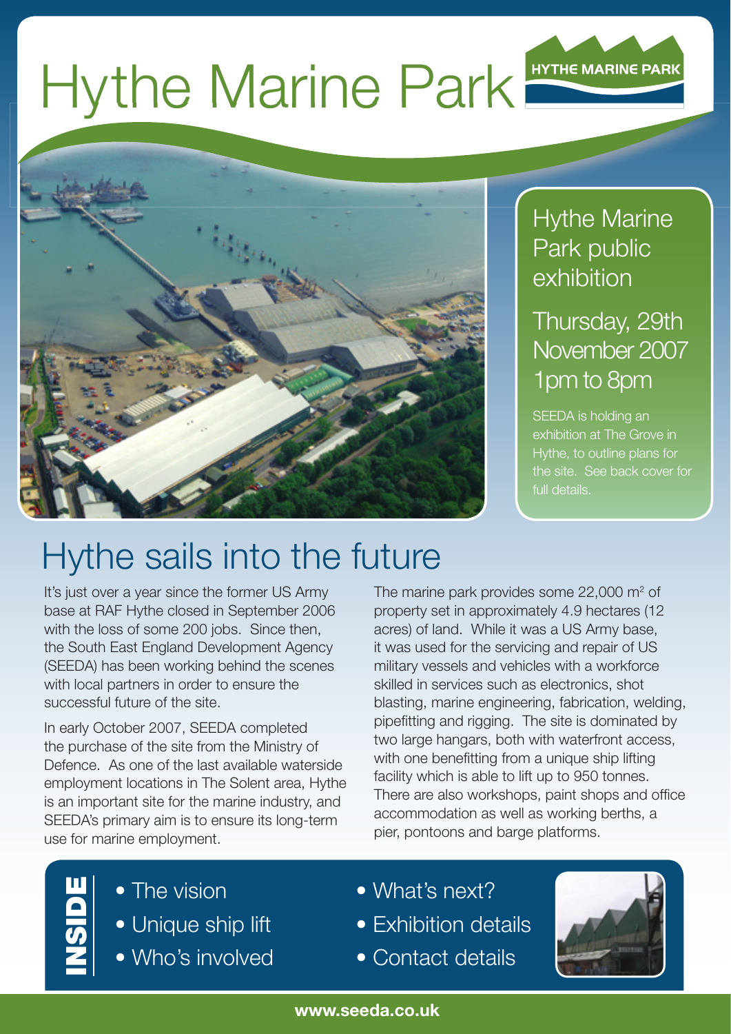# Hythe Marine Park

HYTHE MARINE PARK

## Hythe Marine Park public exhibition

### Thursday, 29th November 2007 1pm to 8pm

SEEDA is holding an exhibition at The Grove in Hythe, to outline plans for the site. See back cover for full details.

## Hythe sails into the future

It's just over a year since the former US Army base at RAF Hythe closed in September 2006 with the loss of some 200 jobs. Since then, the South East England Development Agency (SEEDA) has been working behind the scenes with local partners in order to ensure the successful future of the site.

In early October 2007, SEEDA completed the purchase of the site from the Ministry of Defence. As one of the last available waterside employment locations in The Solent area, Hythe is an important site for the marine industry, and SEEDA's primary aim is to ensure its long-term use for marine employment.

The marine park provides some 22,000 $m^2$ of property set in approximately 4.9 hectares (12 acres) of land. While it was a US Army base, it was used for the servicing and repair of US military vessels and vehicles with a workforce skilled in services such as electronics, shot blasting, marine engineering, fabrication, welding, pipefitting and rigging. The site is dominated by two large hangars, both with waterfront access, with one benefitting from a unique ship lifting facility which is able to lift up to 950 tonnes. There are also workshops, paint shops and office accommodation as well as working berths, a pier, pontoons and barge platforms.

**INSIDE**

- The vision
- Unique ship lift
- Who's involved
- What's next?
- Exhibition details
- Contact details

**www.seeda.co.uk**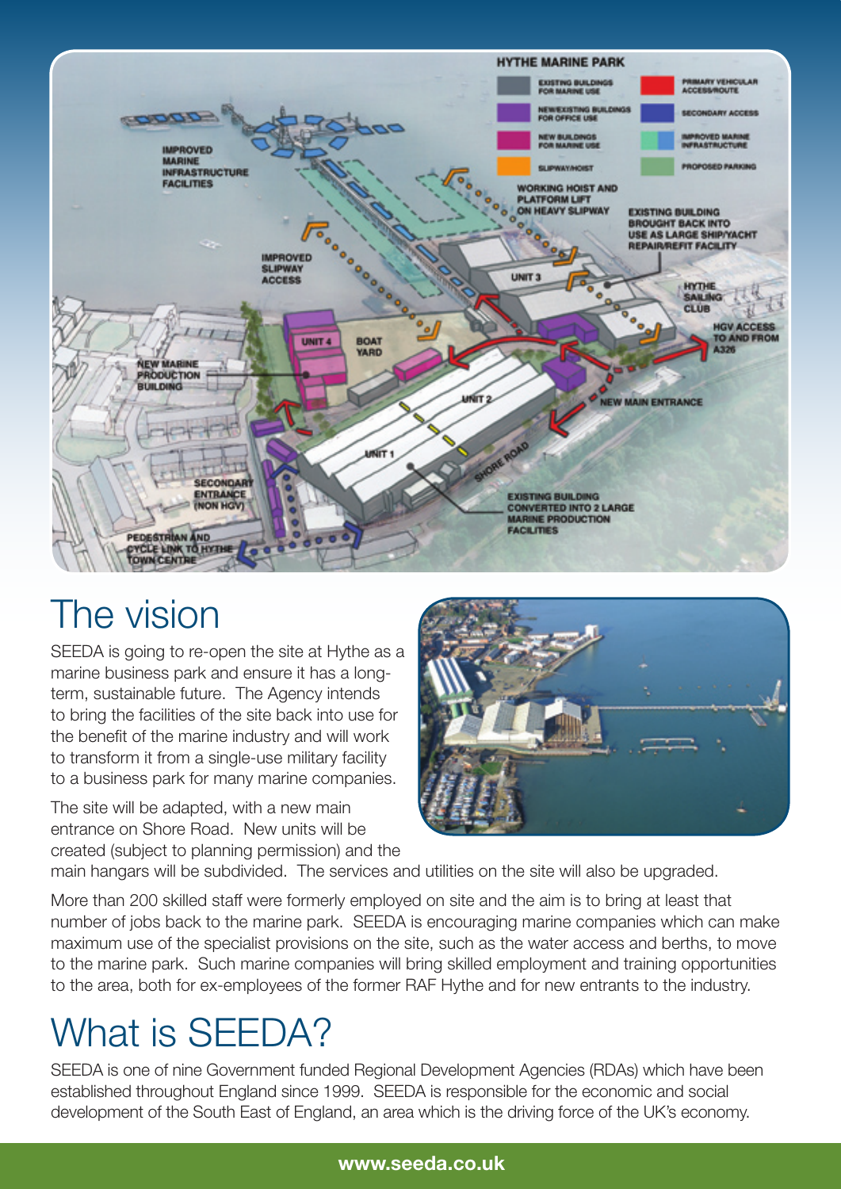## The vision

SEEDA is going to re-open the site at Hythe as a marine business park and ensure it has a long-term, sustainable future. The Agency intends to bring the facilities of the site back into use for the benefit of the marine industry and will work to transform it from a single-use military facility to a business park for many marine companies.

The site will be adapted, with a new main entrance on Shore Road. New units will be created (subject to planning permission) and the main hangars will be subdivided. The services and utilities on the site will also be upgraded.

More than 200 skilled staff were formerly employed on site and the aim is to bring at least that number of jobs back to the marine park. SEEDA is encouraging marine companies which can make maximum use of the specialist provisions on the site, such as the water access and berths, to move to the marine park. Such marine companies will bring skilled employment and training opportunities to the area, both for ex-employees of the former RAF Hythe and for new entrants to the industry.

## What is SEEDA?

SEEDA is one of nine Government funded Regional Development Agencies (RDAs) which have been established throughout England since 1999. SEEDA is responsible for the economic and social development of the South East of England, an area which is the driving force of the UK's economy.

**www.seeda.co.uk**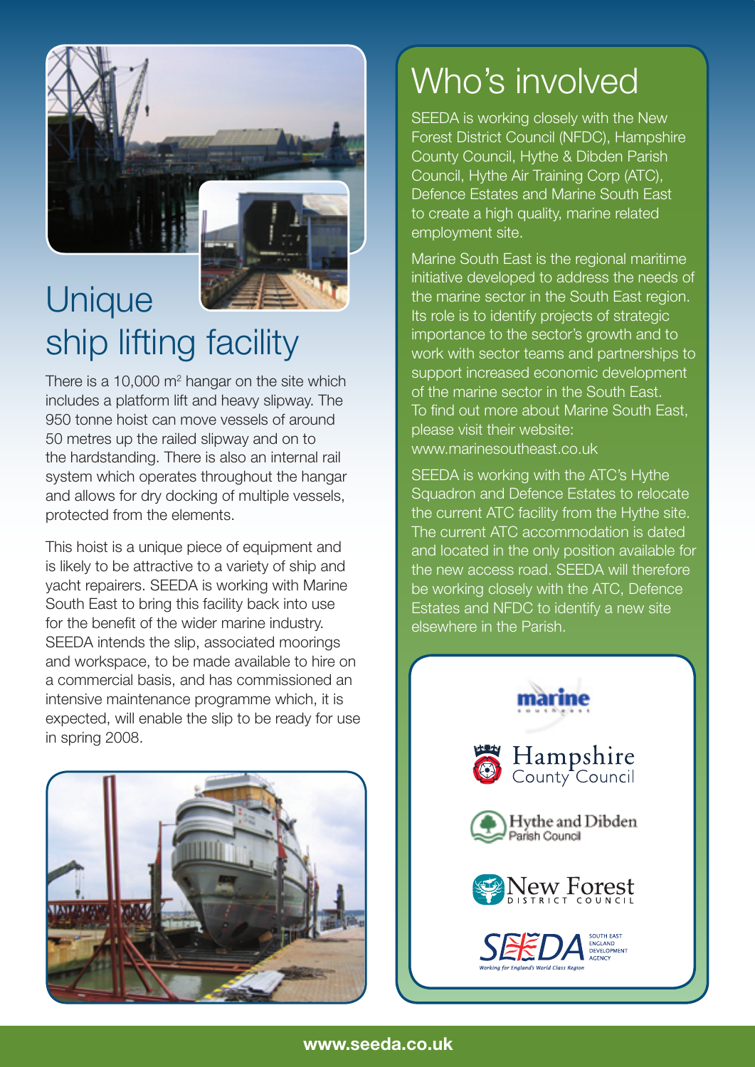# Unique ship lifting facility

There is a 10,000 m$^2$ hangar on the site which includes a platform lift and heavy slipway. The 950 tonne hoist can move vessels of around 50 metres up the railed slipway and on to the hardstanding. There is also an internal rail system which operates throughout the hangar and allows for dry docking of multiple vessels, protected from the elements.

This hoist is a unique piece of equipment and is likely to be attractive to a variety of ship and yacht repairers. SEEDA is working with Marine South East to bring this facility back into use for the benefit of the wider marine industry. SEEDA intends the slip, associated moorings and workspace, to be made available to hire on a commercial basis, and has commissioned an intensive maintenance programme which, it is expected, will enable the slip to be ready for use in spring 2008.

# Who's involved

SEEDA is working closely with the New Forest District Council (NFDC), Hampshire County Council, Hythe & Dibden Parish Council, Hythe Air Training Corp (ATC), Defence Estates and Marine South East to create a high quality, marine related employment site.

Marine South East is the regional maritime initiative developed to address the needs of the marine sector in the South East region. Its role is to identify projects of strategic importance to the sector's growth and to work with sector teams and partnerships to support increased economic development of the marine sector in the South East. To find out more about Marine South East, please visit their website: www.marinesoutheast.co.uk

SEEDA is working with the ATC's Hythe Squadron and Defence Estates to relocate the current ATC facility from the Hythe site. The current ATC accommodation is dated and located in the only position available for the new access road. SEEDA will therefore be working closely with the ATC, Defence Estates and NFDC to identify a new site elsewhere in the Parish.

marine south east

Hampshire County Council

Hythe and Dibden Parish Council

New Forest District Council

SEEDA South East England Development Agency — Working for England's World Class Region

**www.seeda.co.uk**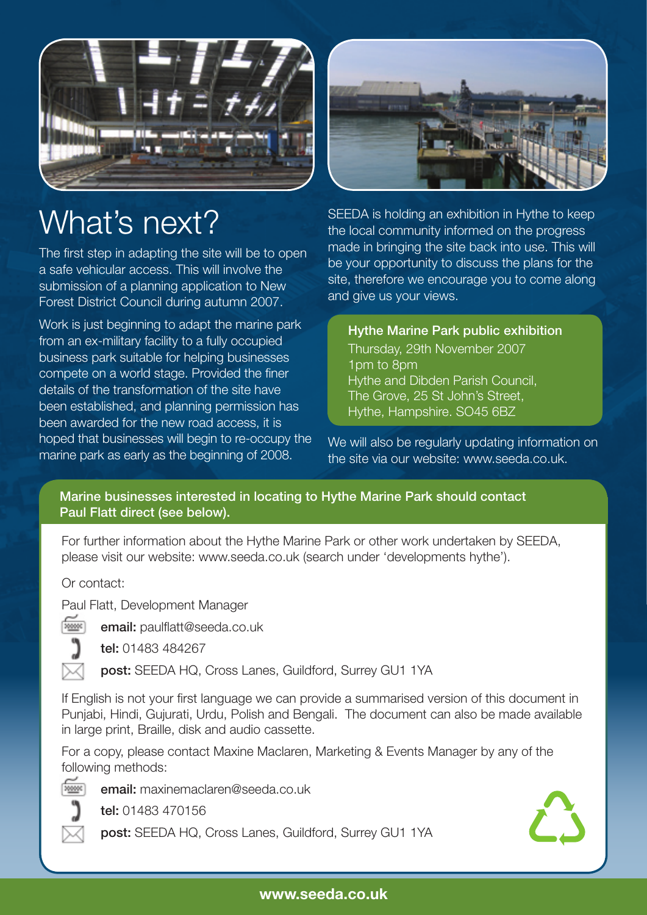# What's next?

The first step in adapting the site will be to open a safe vehicular access. This will involve the submission of a planning application to New Forest District Council during autumn 2007.

Work is just beginning to adapt the marine park from an ex-military facility to a fully occupied business park suitable for helping businesses compete on a world stage. Provided the finer details of the transformation of the site have been established, and planning permission has been awarded for the new road access, it is hoped that businesses will begin to re-occupy the marine park as early as the beginning of 2008.

SEEDA is holding an exhibition in Hythe to keep the local community informed on the progress made in bringing the site back into use. This will be your opportunity to discuss the plans for the site, therefore we encourage you to come along and give us your views.

**Hythe Marine Park public exhibition**
Thursday, 29th November 2007
1pm to 8pm
Hythe and Dibden Parish Council,
The Grove, 25 St John's Street,
Hythe, Hampshire. SO45 6BZ

We will also be regularly updating information on the site via our website: www.seeda.co.uk.

**Marine businesses interested in locating to Hythe Marine Park should contact Paul Flatt direct (see below).**

For further information about the Hythe Marine Park or other work undertaken by SEEDA, please visit our website: www.seeda.co.uk (search under 'developments hythe').

Or contact:

Paul Flatt, Development Manager

**email:** paulflatt@seeda.co.uk

**tel:** 01483 484267

**post:** SEEDA HQ, Cross Lanes, Guildford, Surrey GU1 1YA

If English is not your first language we can provide a summarised version of this document in Punjabi, Hindi, Gujurati, Urdu, Polish and Bengali. The document can also be made available in large print, Braille, disk and audio cassette.

For a copy, please contact Maxine Maclaren, Marketing & Events Manager by any of the following methods:

**email:** maxinemaclaren@seeda.co.uk

**tel:** 01483 470156

**post:** SEEDA HQ, Cross Lanes, Guildford, Surrey GU1 1YA

**www.seeda.co.uk**